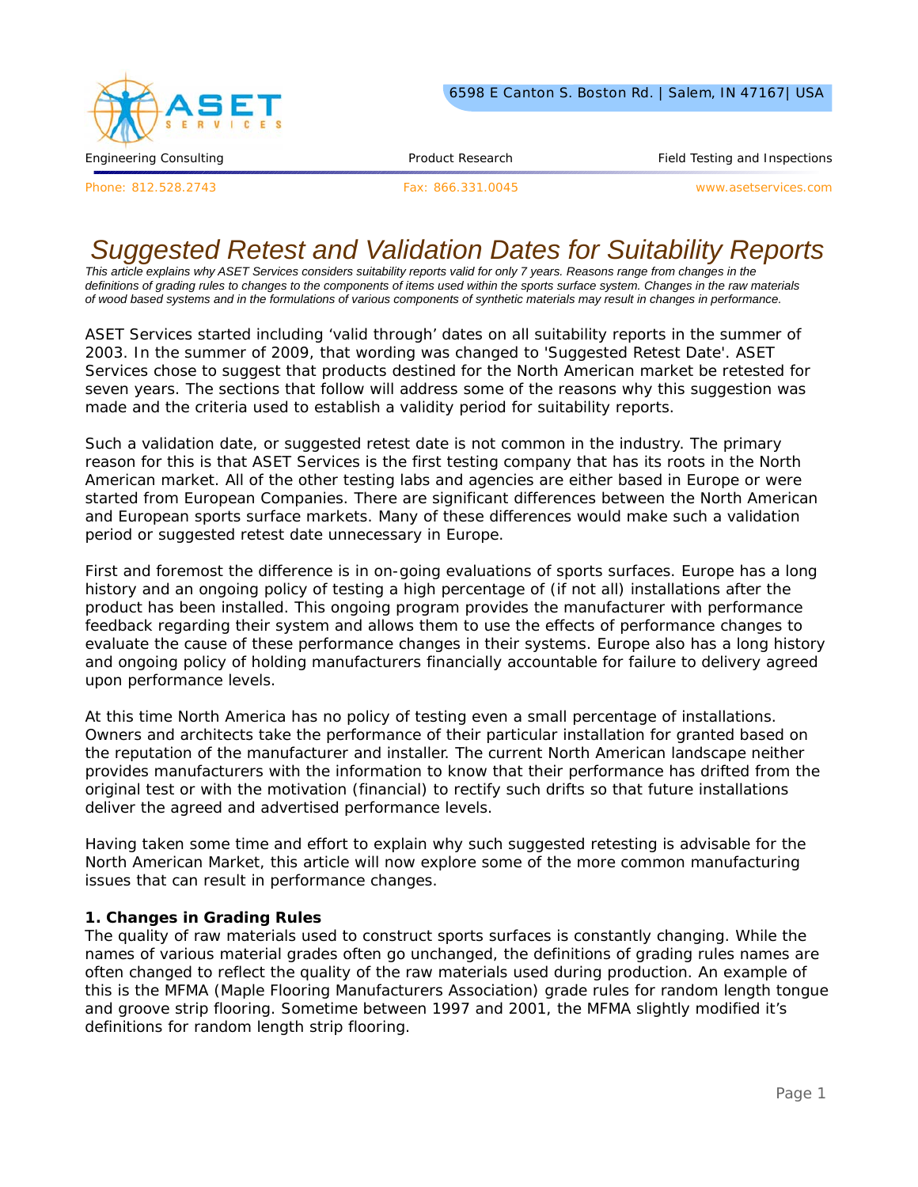ASET SERVICES

6598 E Canton S. Boston Rd. | Salem, IN 47167| USA

Engineering Consulting | Product Research | Field Testing and Inspections

Phone: 812.528.2743 | Fax: 866.331.0045 | www.asetservices.com

# Suggested Retest and Validation Dates for Suitability Reports

*This article explains why ASET Services considers suitability reports valid for only 7 years. Reasons range from changes in the definitions of grading rules to changes to the components of items used within the sports surface system. Changes in the raw materials of wood based systems and in the formulations of various components of synthetic materials may result in changes in performance.*

ASET Services started including 'valid through' dates on all suitability reports in the summer of 2003. In the summer of 2009, that wording was changed to 'Suggested Retest Date'. ASET Services chose to suggest that products destined for the North American market be retested for seven years. The sections that follow will address some of the reasons why this suggestion was made and the criteria used to establish a validity period for suitability reports.

Such a validation date, or suggested retest date is not common in the industry. The primary reason for this is that ASET Services is the first testing company that has its roots in the North American market. All of the other testing labs and agencies are either based in Europe or were started from European Companies. There are significant differences between the North American and European sports surface markets. Many of these differences would make such a validation period or suggested retest date unnecessary in Europe.

First and foremost the difference is in on-going evaluations of sports surfaces. Europe has a long history and an ongoing policy of testing a high percentage of (if not all) installations after the product has been installed. This ongoing program provides the manufacturer with performance feedback regarding their system and allows them to use the effects of performance changes to evaluate the cause of these performance changes in their systems. Europe also has a long history and ongoing policy of holding manufacturers financially accountable for failure to delivery agreed upon performance levels.

At this time North America has no policy of testing even a small percentage of installations. Owners and architects take the performance of their particular installation for granted based on the reputation of the manufacturer and installer. The current North American landscape neither provides manufacturers with the information to know that their performance has drifted from the original test or with the motivation (financial) to rectify such drifts so that future installations deliver the agreed and advertised performance levels.

Having taken some time and effort to explain why such suggested retesting is advisable for the North American Market, this article will now explore some of the more common manufacturing issues that can result in performance changes.

**1. Changes in Grading Rules**

The quality of raw materials used to construct sports surfaces is constantly changing. While the names of various material grades often go unchanged, the definitions of grading rules names are often changed to reflect the quality of the raw materials used during production. An example of this is the MFMA (Maple Flooring Manufacturers Association) grade rules for random length tongue and groove strip flooring. Sometime between 1997 and 2001, the MFMA slightly modified it's definitions for random length strip flooring.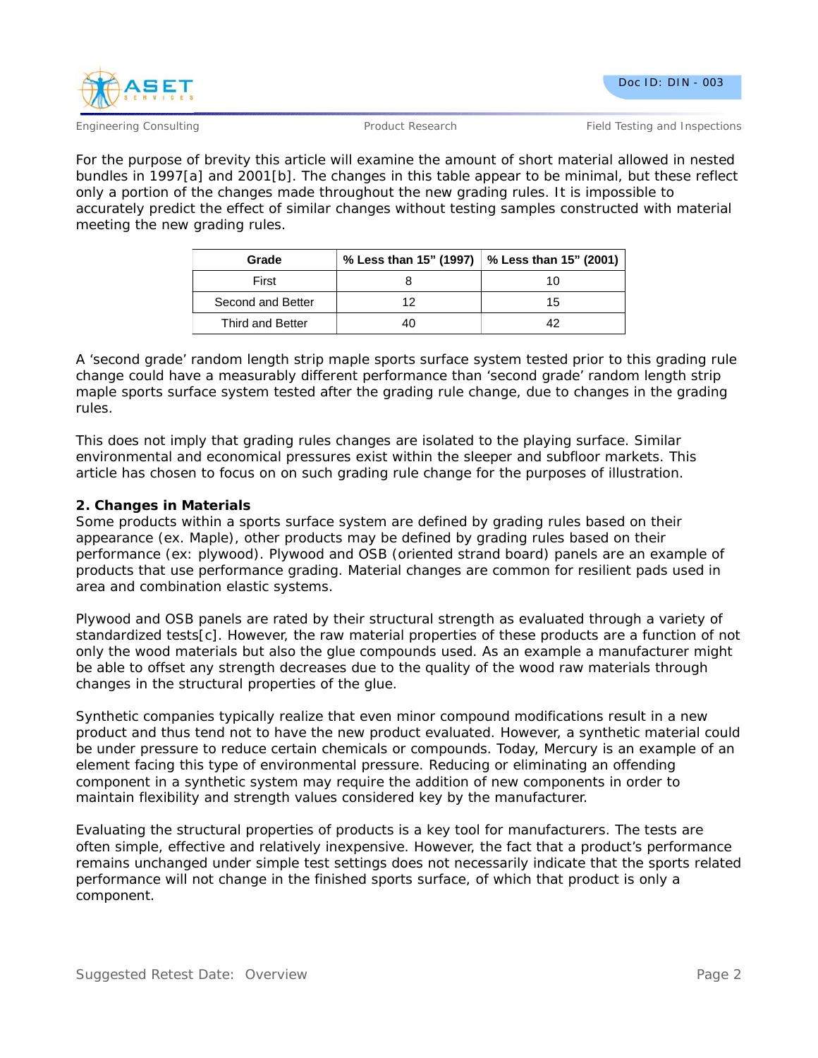For the purpose of brevity this article will examine the amount of short material allowed in nested bundles in 1997[a] and 2001[b]. The changes in this table appear to be minimal, but these reflect only a portion of the changes made throughout the new grading rules. It is impossible to accurately predict the effect of similar changes without testing samples constructed with material meeting the new grading rules.

| Grade | % Less than 15" (1997) | % Less than 15" (2001) |
|---|---|---|
| First | 8 | 10 |
| Second and Better | 12 | 15 |
| Third and Better | 40 | 42 |

A 'second grade' random length strip maple sports surface system tested prior to this grading rule change could have a measurably different performance than 'second grade' random length strip maple sports surface system tested after the grading rule change, due to changes in the grading rules.

This does not imply that grading rules changes are isolated to the playing surface. Similar environmental and economical pressures exist within the sleeper and subfloor markets. This article has chosen to focus on on such grading rule change for the purposes of illustration.

**2. Changes in Materials**

Some products within a sports surface system are defined by grading rules based on their appearance (ex. Maple), other products may be defined by grading rules based on their performance (ex: plywood). Plywood and OSB (oriented strand board) panels are an example of products that use performance grading. Material changes are common for resilient pads used in area and combination elastic systems.

Plywood and OSB panels are rated by their structural strength as evaluated through a variety of standardized tests[c]. However, the raw material properties of these products are a function of not only the wood materials but also the glue compounds used. As an example a manufacturer might be able to offset any strength decreases due to the quality of the wood raw materials through changes in the structural properties of the glue.

Synthetic companies typically realize that even minor compound modifications result in a new product and thus tend not to have the new product evaluated. However, a synthetic material could be under pressure to reduce certain chemicals or compounds. Today, Mercury is an example of an element facing this type of environmental pressure. Reducing or eliminating an offending component in a synthetic system may require the addition of new components in order to maintain flexibility and strength values considered key by the manufacturer.

Evaluating the structural properties of products is a key tool for manufacturers. The tests are often simple, effective and relatively inexpensive. However, the fact that a product's performance remains unchanged under simple test settings does not necessarily indicate that the sports related performance will not change in the finished sports surface, of which that product is only a component.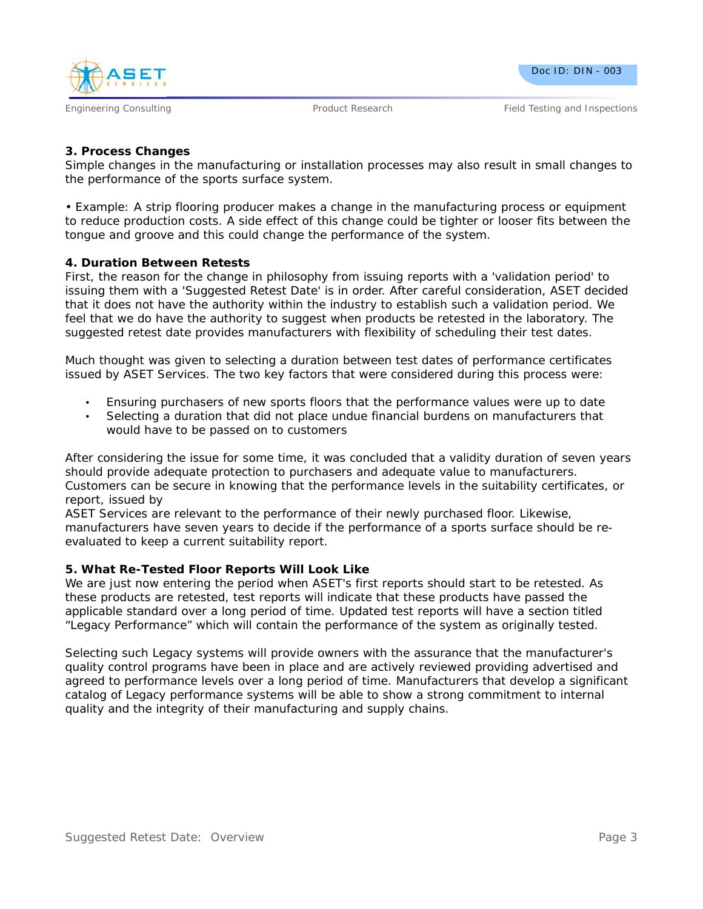**3. Process Changes**

Simple changes in the manufacturing or installation processes may also result in small changes to the performance of the sports surface system.

• Example: A strip flooring producer makes a change in the manufacturing process or equipment to reduce production costs. A side effect of this change could be tighter or looser fits between the tongue and groove and this could change the performance of the system.

**4. Duration Between Retests**

First, the reason for the change in philosophy from issuing reports with a 'validation period' to issuing them with a 'Suggested Retest Date' is in order. After careful consideration, ASET decided that it does not have the authority within the industry to establish such a validation period. We feel that we do have the authority to suggest when products be retested in the laboratory. The suggested retest date provides manufacturers with flexibility of scheduling their test dates.

Much thought was given to selecting a duration between test dates of performance certificates issued by ASET Services. The two key factors that were considered during this process were:

- Ensuring purchasers of new sports floors that the performance values were up to date
- Selecting a duration that did not place undue financial burdens on manufacturers that would have to be passed on to customers

After considering the issue for some time, it was concluded that a validity duration of seven years should provide adequate protection to purchasers and adequate value to manufacturers. Customers can be secure in knowing that the performance levels in the suitability certificates, or report, issued by
ASET Services are relevant to the performance of their newly purchased floor. Likewise, manufacturers have seven years to decide if the performance of a sports surface should be re-evaluated to keep a current suitability report.

**5. What Re-Tested Floor Reports Will Look Like**

We are just now entering the period when ASET's first reports should start to be retested. As these products are retested, test reports will indicate that these products have passed the applicable standard over a long period of time. Updated test reports will have a section titled "Legacy Performance" which will contain the performance of the system as originally tested.

Selecting such Legacy systems will provide owners with the assurance that the manufacturer's quality control programs have been in place and are actively reviewed providing advertised and agreed to performance levels over a long period of time. Manufacturers that develop a significant catalog of Legacy performance systems will be able to show a strong commitment to internal quality and the integrity of their manufacturing and supply chains.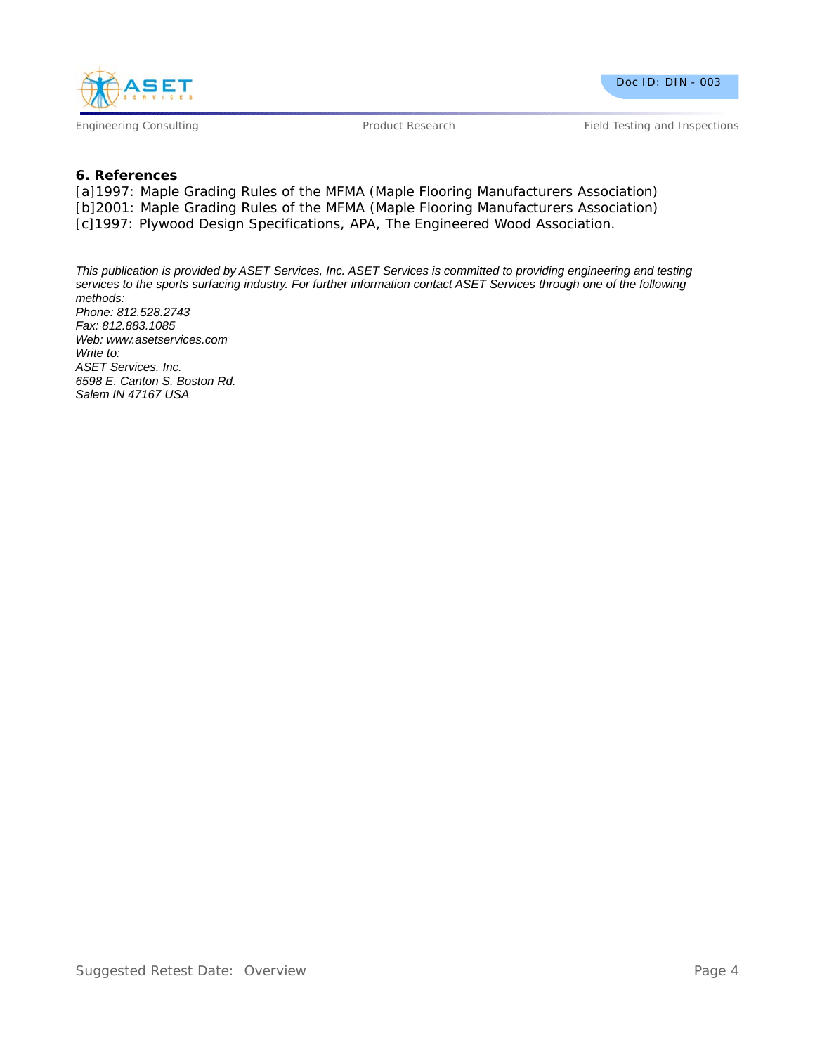## 6. References

[a]1997: Maple Grading Rules of the MFMA (Maple Flooring Manufacturers Association)
[b]2001: Maple Grading Rules of the MFMA (Maple Flooring Manufacturers Association)
[c]1997: Plywood Design Specifications, APA, The Engineered Wood Association.

*This publication is provided by ASET Services, Inc. ASET Services is committed to providing engineering and testing services to the sports surfacing industry. For further information contact ASET Services through one of the following methods:*
*Phone: 812.528.2743*
*Fax: 812.883.1085*
*Web: www.asetservices.com*
*Write to:*
*ASET Services, Inc.*
*6598 E. Canton S. Boston Rd.*
*Salem IN 47167 USA*